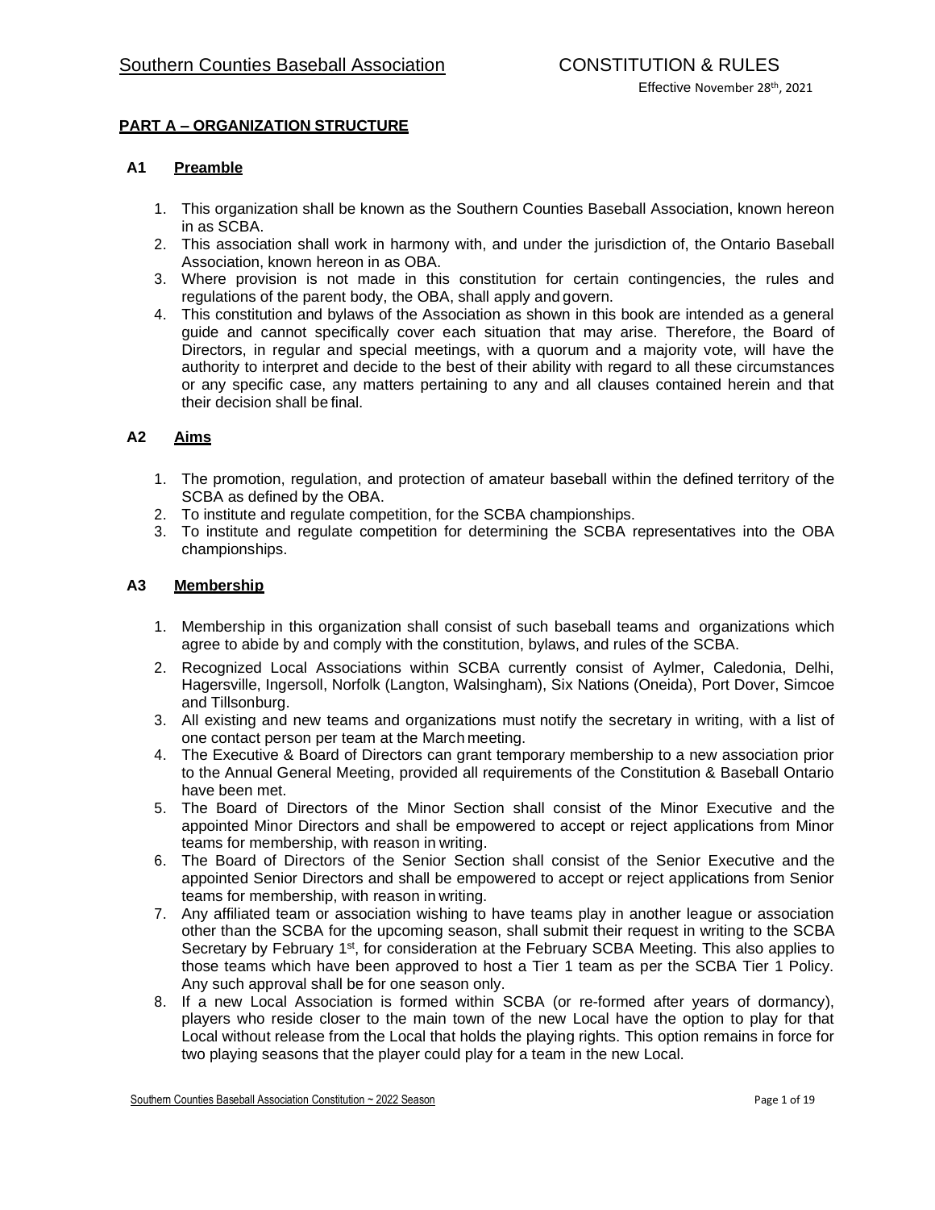Southern Counties Baseball Association — CONSTITUTION & RULES

Effective November 28th, 2021

## PART A – ORGANIZATION STRUCTURE

### A1 Preamble

1. This organization shall be known as the Southern Counties Baseball Association, known hereon in as SCBA.
2. This association shall work in harmony with, and under the jurisdiction of, the Ontario Baseball Association, known hereon in as OBA.
3. Where provision is not made in this constitution for certain contingencies, the rules and regulations of the parent body, the OBA, shall apply and govern.
4. This constitution and bylaws of the Association as shown in this book are intended as a general guide and cannot specifically cover each situation that may arise. Therefore, the Board of Directors, in regular and special meetings, with a quorum and a majority vote, will have the authority to interpret and decide to the best of their ability with regard to all these circumstances or any specific case, any matters pertaining to any and all clauses contained herein and that their decision shall be final.

### A2 Aims

1. The promotion, regulation, and protection of amateur baseball within the defined territory of the SCBA as defined by the OBA.
2. To institute and regulate competition, for the SCBA championships.
3. To institute and regulate competition for determining the SCBA representatives into the OBA championships.

### A3 Membership

1. Membership in this organization shall consist of such baseball teams and organizations which agree to abide by and comply with the constitution, bylaws, and rules of the SCBA.
2. Recognized Local Associations within SCBA currently consist of Aylmer, Caledonia, Delhi, Hagersville, Ingersoll, Norfolk (Langton, Walsingham), Six Nations (Oneida), Port Dover, Simcoe and Tillsonburg.
3. All existing and new teams and organizations must notify the secretary in writing, with a list of one contact person per team at the March meeting.
4. The Executive & Board of Directors can grant temporary membership to a new association prior to the Annual General Meeting, provided all requirements of the Constitution & Baseball Ontario have been met.
5. The Board of Directors of the Minor Section shall consist of the Minor Executive and the appointed Minor Directors and shall be empowered to accept or reject applications from Minor teams for membership, with reason in writing.
6. The Board of Directors of the Senior Section shall consist of the Senior Executive and the appointed Senior Directors and shall be empowered to accept or reject applications from Senior teams for membership, with reason in writing.
7. Any affiliated team or association wishing to have teams play in another league or association other than the SCBA for the upcoming season, shall submit their request in writing to the SCBA Secretary by February 1st, for consideration at the February SCBA Meeting. This also applies to those teams which have been approved to host a Tier 1 team as per the SCBA Tier 1 Policy. Any such approval shall be for one season only.
8. If a new Local Association is formed within SCBA (or re-formed after years of dormancy), players who reside closer to the main town of the new Local have the option to play for that Local without release from the Local that holds the playing rights. This option remains in force for two playing seasons that the player could play for a team in the new Local.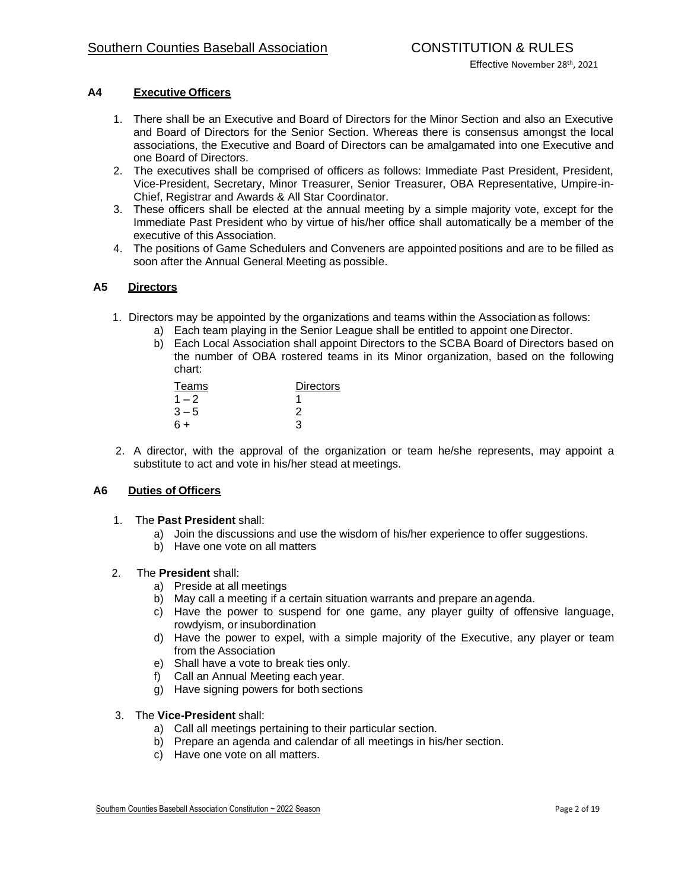### A4 Executive Officers

1. There shall be an Executive and Board of Directors for the Minor Section and also an Executive and Board of Directors for the Senior Section. Whereas there is consensus amongst the local associations, the Executive and Board of Directors can be amalgamated into one Executive and one Board of Directors.
2. The executives shall be comprised of officers as follows: Immediate Past President, President, Vice-President, Secretary, Minor Treasurer, Senior Treasurer, OBA Representative, Umpire-in-Chief, Registrar and Awards & All Star Coordinator.
3. These officers shall be elected at the annual meeting by a simple majority vote, except for the Immediate Past President who by virtue of his/her office shall automatically be a member of the executive of this Association.
4. The positions of Game Schedulers and Conveners are appointed positions and are to be filled as soon after the Annual General Meeting as possible.

### A5 Directors

1. Directors may be appointed by the organizations and teams within the Association as follows:
   a) Each team playing in the Senior League shall be entitled to appoint one Director.
   b) Each Local Association shall appoint Directors to the SCBA Board of Directors based on the number of OBA rostered teams in its Minor organization, based on the following chart:

| Teams | Directors |
|---|---|
| 1 – 2 | 1 |
| 3 – 5 | 2 |
| 6 + | 3 |

2. A director, with the approval of the organization or team he/she represents, may appoint a substitute to act and vote in his/her stead at meetings.

### A6 Duties of Officers

1. The **Past President** shall:
   a) Join the discussions and use the wisdom of his/her experience to offer suggestions.
   b) Have one vote on all matters

2. The **President** shall:
   a) Preside at all meetings
   b) May call a meeting if a certain situation warrants and prepare an agenda.
   c) Have the power to suspend for one game, any player guilty of offensive language, rowdyism, or insubordination
   d) Have the power to expel, with a simple majority of the Executive, any player or team from the Association
   e) Shall have a vote to break ties only.
   f) Call an Annual Meeting each year.
   g) Have signing powers for both sections

3. The **Vice-President** shall:
   a) Call all meetings pertaining to their particular section.
   b) Prepare an agenda and calendar of all meetings in his/her section.
   c) Have one vote on all matters.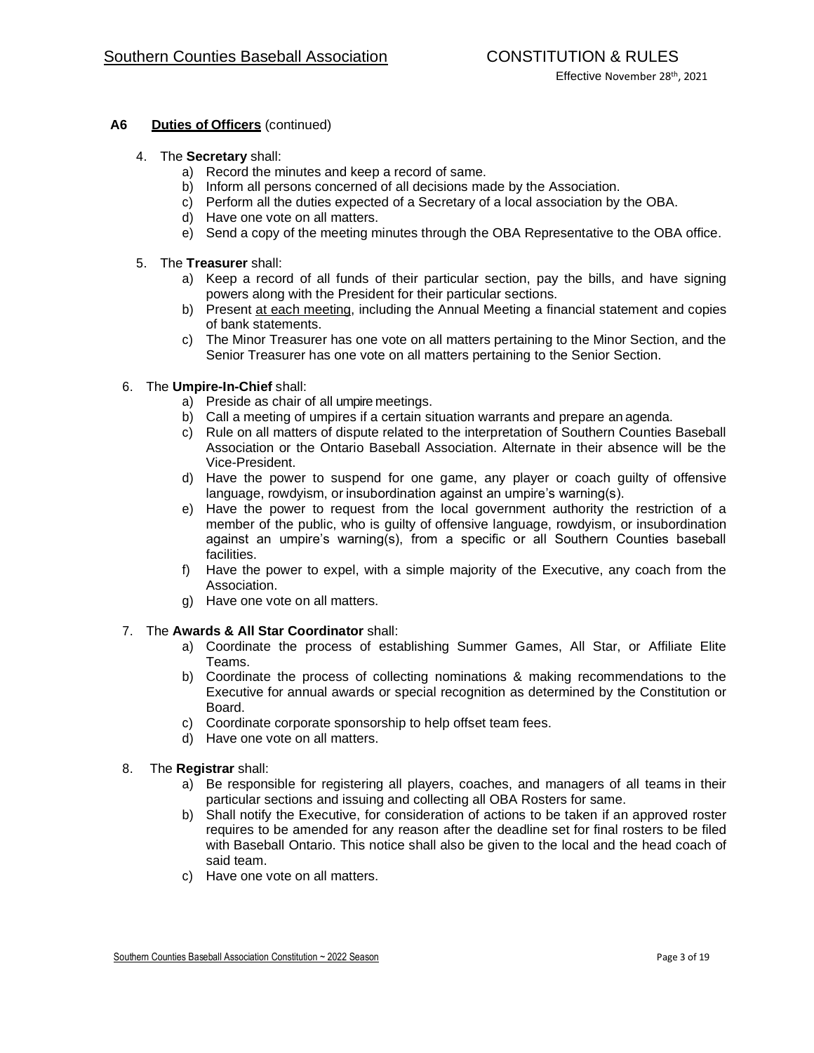## A6 **Duties of Officers** (continued)

4. The **Secretary** shall:
   a) Record the minutes and keep a record of same.
   b) Inform all persons concerned of all decisions made by the Association.
   c) Perform all the duties expected of a Secretary of a local association by the OBA.
   d) Have one vote on all matters.
   e) Send a copy of the meeting minutes through the OBA Representative to the OBA office.

5. The **Treasurer** shall:
   a) Keep a record of all funds of their particular section, pay the bills, and have signing powers along with the President for their particular sections.
   b) Present at each meeting, including the Annual Meeting a financial statement and copies of bank statements.
   c) The Minor Treasurer has one vote on all matters pertaining to the Minor Section, and the Senior Treasurer has one vote on all matters pertaining to the Senior Section.

6. The **Umpire-In-Chief** shall:
   a) Preside as chair of all umpire meetings.
   b) Call a meeting of umpires if a certain situation warrants and prepare an agenda.
   c) Rule on all matters of dispute related to the interpretation of Southern Counties Baseball Association or the Ontario Baseball Association. Alternate in their absence will be the Vice-President.
   d) Have the power to suspend for one game, any player or coach guilty of offensive language, rowdyism, or insubordination against an umpire's warning(s).
   e) Have the power to request from the local government authority the restriction of a member of the public, who is guilty of offensive language, rowdyism, or insubordination against an umpire's warning(s), from a specific or all Southern Counties baseball facilities.
   f) Have the power to expel, with a simple majority of the Executive, any coach from the Association.
   g) Have one vote on all matters.

7. The **Awards & All Star Coordinator** shall:
   a) Coordinate the process of establishing Summer Games, All Star, or Affiliate Elite Teams.
   b) Coordinate the process of collecting nominations & making recommendations to the Executive for annual awards or special recognition as determined by the Constitution or Board.
   c) Coordinate corporate sponsorship to help offset team fees.
   d) Have one vote on all matters.

8. The **Registrar** shall:
   a) Be responsible for registering all players, coaches, and managers of all teams in their particular sections and issuing and collecting all OBA Rosters for same.
   b) Shall notify the Executive, for consideration of actions to be taken if an approved roster requires to be amended for any reason after the deadline set for final rosters to be filed with Baseball Ontario. This notice shall also be given to the local and the head coach of said team.
   c) Have one vote on all matters.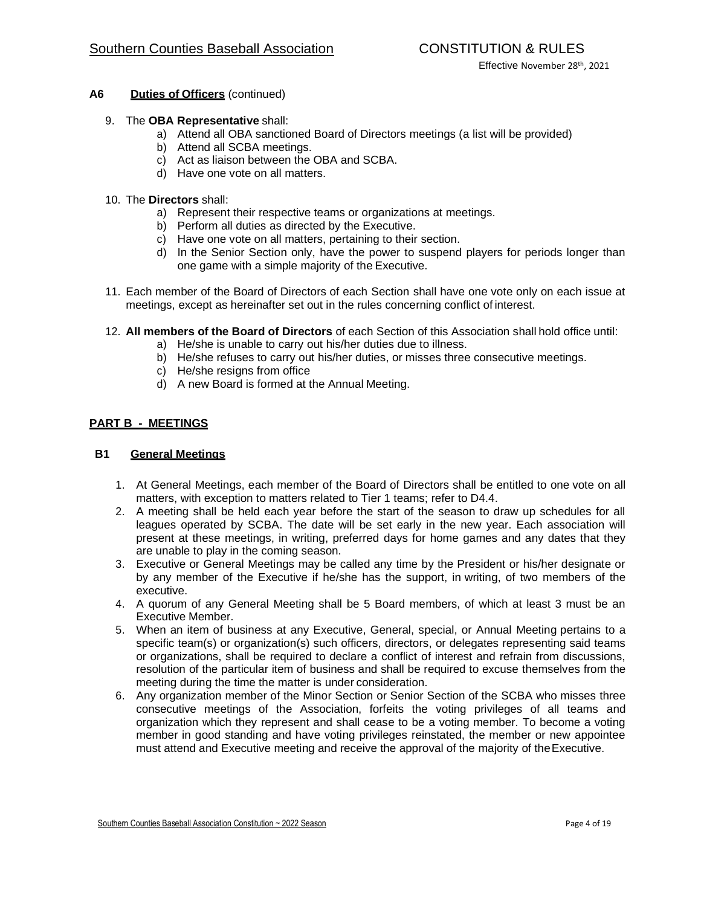### A6 Duties of Officers (continued)

9. The **OBA Representative** shall:
    a) Attend all OBA sanctioned Board of Directors meetings (a list will be provided)
    b) Attend all SCBA meetings.
    c) Act as liaison between the OBA and SCBA.
    d) Have one vote on all matters.

10. The **Directors** shall:
    a) Represent their respective teams or organizations at meetings.
    b) Perform all duties as directed by the Executive.
    c) Have one vote on all matters, pertaining to their section.
    d) In the Senior Section only, have the power to suspend players for periods longer than one game with a simple majority of the Executive.

11. Each member of the Board of Directors of each Section shall have one vote only on each issue at meetings, except as hereinafter set out in the rules concerning conflict of interest.

12. **All members of the Board of Directors** of each Section of this Association shall hold office until:
    a) He/she is unable to carry out his/her duties due to illness.
    b) He/she refuses to carry out his/her duties, or misses three consecutive meetings.
    c) He/she resigns from office
    d) A new Board is formed at the Annual Meeting.

## PART B - MEETINGS

### B1 General Meetings

1. At General Meetings, each member of the Board of Directors shall be entitled to one vote on all matters, with exception to matters related to Tier 1 teams; refer to D4.4.
2. A meeting shall be held each year before the start of the season to draw up schedules for all leagues operated by SCBA. The date will be set early in the new year. Each association will present at these meetings, in writing, preferred days for home games and any dates that they are unable to play in the coming season.
3. Executive or General Meetings may be called any time by the President or his/her designate or by any member of the Executive if he/she has the support, in writing, of two members of the executive.
4. A quorum of any General Meeting shall be 5 Board members, of which at least 3 must be an Executive Member.
5. When an item of business at any Executive, General, special, or Annual Meeting pertains to a specific team(s) or organization(s) such officers, directors, or delegates representing said teams or organizations, shall be required to declare a conflict of interest and refrain from discussions, resolution of the particular item of business and shall be required to excuse themselves from the meeting during the time the matter is under consideration.
6. Any organization member of the Minor Section or Senior Section of the SCBA who misses three consecutive meetings of the Association, forfeits the voting privileges of all teams and organization which they represent and shall cease to be a voting member. To become a voting member in good standing and have voting privileges reinstated, the member or new appointee must attend and Executive meeting and receive the approval of the majority of the Executive.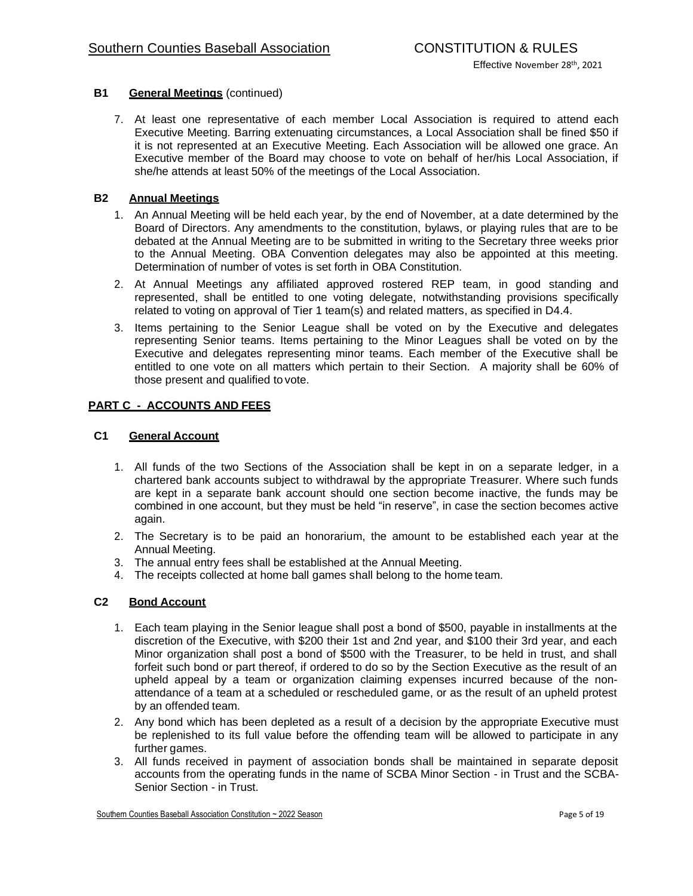### B1 General Meetings (continued)

7. At least one representative of each member Local Association is required to attend each Executive Meeting. Barring extenuating circumstances, a Local Association shall be fined $50 if it is not represented at an Executive Meeting. Each Association will be allowed one grace. An Executive member of the Board may choose to vote on behalf of her/his Local Association, if she/he attends at least 50% of the meetings of the Local Association.

### B2 Annual Meetings

1. An Annual Meeting will be held each year, by the end of November, at a date determined by the Board of Directors. Any amendments to the constitution, bylaws, or playing rules that are to be debated at the Annual Meeting are to be submitted in writing to the Secretary three weeks prior to the Annual Meeting. OBA Convention delegates may also be appointed at this meeting. Determination of number of votes is set forth in OBA Constitution.
2. At Annual Meetings any affiliated approved rostered REP team, in good standing and represented, shall be entitled to one voting delegate, notwithstanding provisions specifically related to voting on approval of Tier 1 team(s) and related matters, as specified in D4.4.
3. Items pertaining to the Senior League shall be voted on by the Executive and delegates representing Senior teams. Items pertaining to the Minor Leagues shall be voted on by the Executive and delegates representing minor teams. Each member of the Executive shall be entitled to one vote on all matters which pertain to their Section. A majority shall be 60% of those present and qualified to vote.

## PART C - ACCOUNTS AND FEES

### C1 General Account

1. All funds of the two Sections of the Association shall be kept in on a separate ledger, in a chartered bank accounts subject to withdrawal by the appropriate Treasurer. Where such funds are kept in a separate bank account should one section become inactive, the funds may be combined in one account, but they must be held "in reserve", in case the section becomes active again.
2. The Secretary is to be paid an honorarium, the amount to be established each year at the Annual Meeting.
3. The annual entry fees shall be established at the Annual Meeting.
4. The receipts collected at home ball games shall belong to the home team.

### C2 Bond Account

1. Each team playing in the Senior league shall post a bond of $500, payable in installments at the discretion of the Executive, with $200 their 1st and 2nd year, and $100 their 3rd year, and each Minor organization shall post a bond of $500 with the Treasurer, to be held in trust, and shall forfeit such bond or part thereof, if ordered to do so by the Section Executive as the result of an upheld appeal by a team or organization claiming expenses incurred because of the non-attendance of a team at a scheduled or rescheduled game, or as the result of an upheld protest by an offended team.
2. Any bond which has been depleted as a result of a decision by the appropriate Executive must be replenished to its full value before the offending team will be allowed to participate in any further games.
3. All funds received in payment of association bonds shall be maintained in separate deposit accounts from the operating funds in the name of SCBA Minor Section - in Trust and the SCBA-Senior Section - in Trust.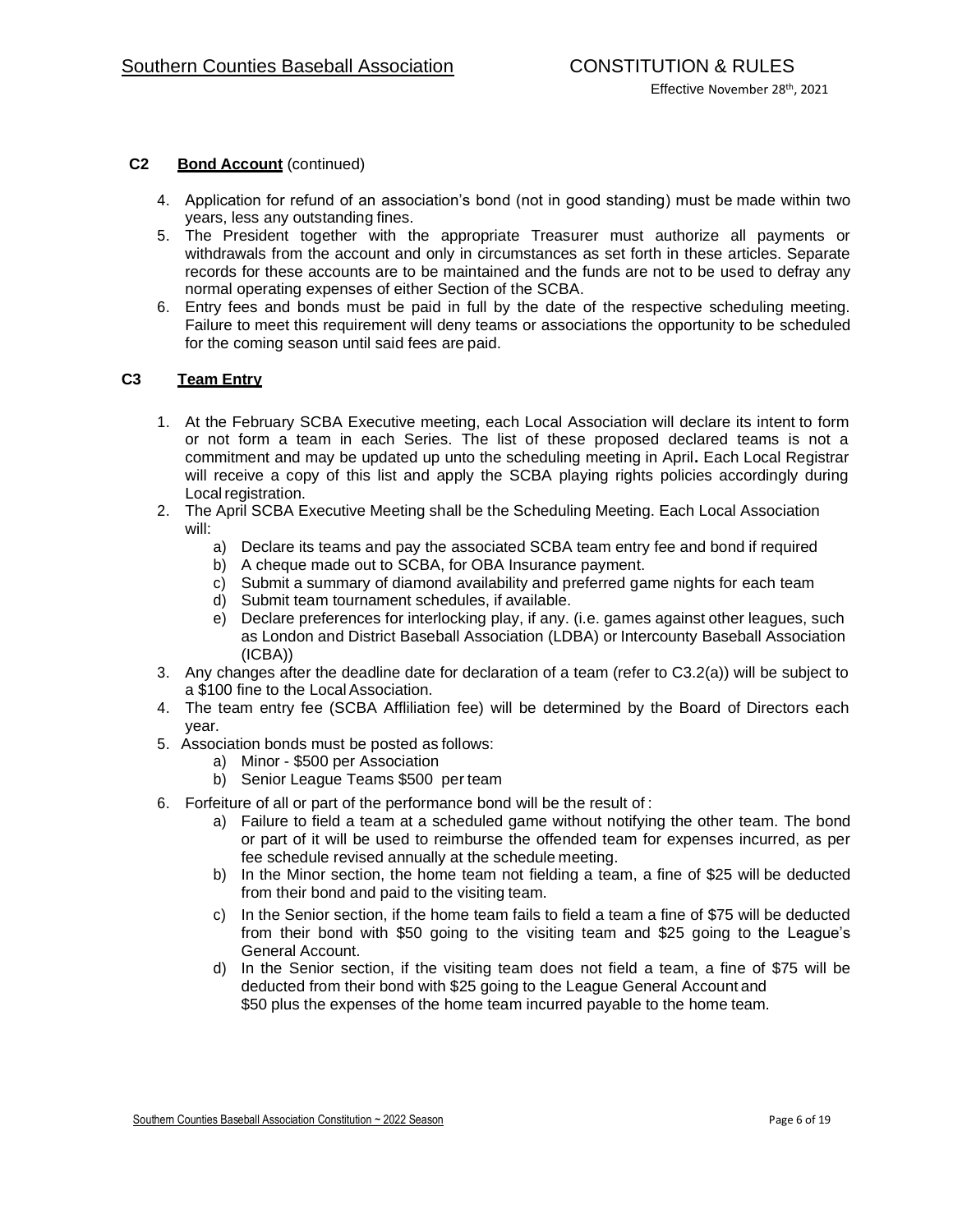### C2 **Bond Account** (continued)

4. Application for refund of an association's bond (not in good standing) must be made within two years, less any outstanding fines.
5. The President together with the appropriate Treasurer must authorize all payments or withdrawals from the account and only in circumstances as set forth in these articles. Separate records for these accounts are to be maintained and the funds are not to be used to defray any normal operating expenses of either Section of the SCBA.
6. Entry fees and bonds must be paid in full by the date of the respective scheduling meeting. Failure to meet this requirement will deny teams or associations the opportunity to be scheduled for the coming season until said fees are paid.

### C3 **Team Entry**

1. At the February SCBA Executive meeting, each Local Association will declare its intent to form or not form a team in each Series. The list of these proposed declared teams is not a commitment and may be updated up unto the scheduling meeting in April**.** Each Local Registrar will receive a copy of this list and apply the SCBA playing rights policies accordingly during Local registration.
2. The April SCBA Executive Meeting shall be the Scheduling Meeting. Each Local Association will:
   a) Declare its teams and pay the associated SCBA team entry fee and bond if required
   b) A cheque made out to SCBA, for OBA Insurance payment.
   c) Submit a summary of diamond availability and preferred game nights for each team
   d) Submit team tournament schedules, if available.
   e) Declare preferences for interlocking play, if any. (i.e. games against other leagues, such as London and District Baseball Association (LDBA) or Intercounty Baseball Association (ICBA))
3. Any changes after the deadline date for declaration of a team (refer to C3.2(a)) will be subject to a $100 fine to the Local Association.
4. The team entry fee (SCBA Afflliation fee) will be determined by the Board of Directors each year.
5. Association bonds must be posted as follows:
   a) Minor - $500 per Association
   b) Senior League Teams $500 per team
6. Forfeiture of all or part of the performance bond will be the result of :
   a) Failure to field a team at a scheduled game without notifying the other team. The bond or part of it will be used to reimburse the offended team for expenses incurred, as per fee schedule revised annually at the schedule meeting.
   b) In the Minor section, the home team not fielding a team, a fine of $25 will be deducted from their bond and paid to the visiting team.
   c) In the Senior section, if the home team fails to field a team a fine of $75 will be deducted from their bond with $50 going to the visiting team and $25 going to the League's General Account.
   d) In the Senior section, if the visiting team does not field a team, a fine of $75 will be deducted from their bond with $25 going to the League General Account and $50 plus the expenses of the home team incurred payable to the home team.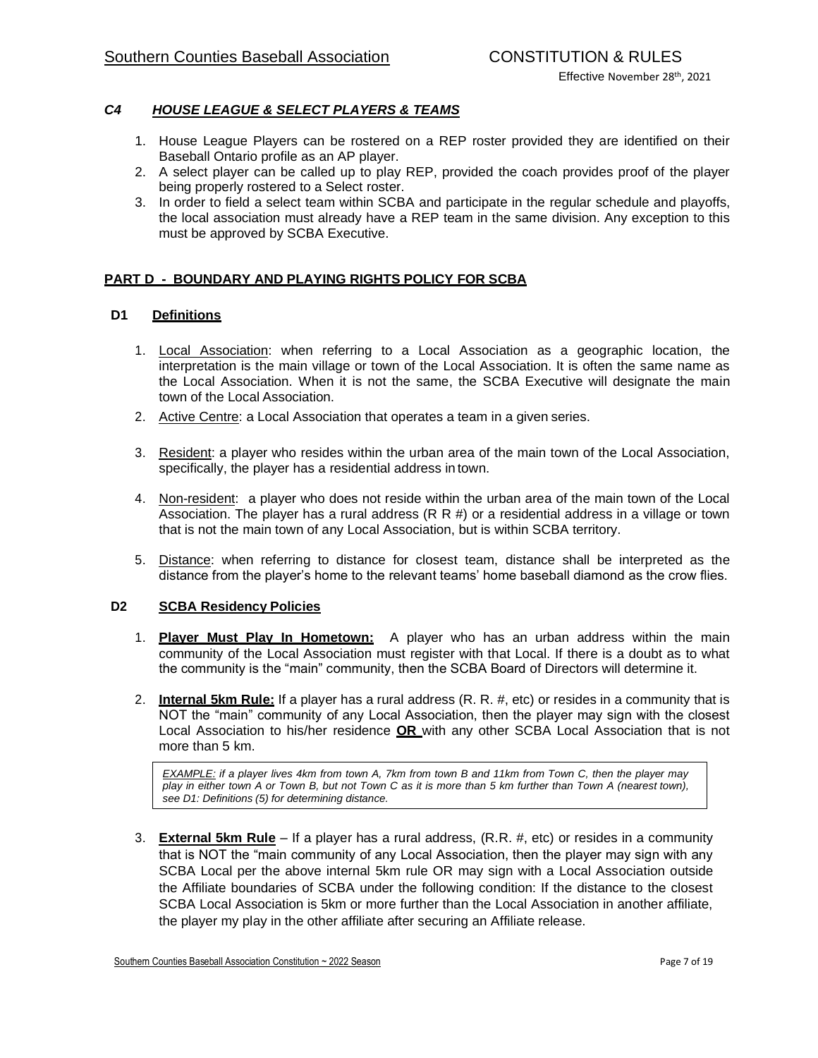### *C4 HOUSE LEAGUE & SELECT PLAYERS & TEAMS*

1. House League Players can be rostered on a REP roster provided they are identified on their Baseball Ontario profile as an AP player.
2. A select player can be called up to play REP, provided the coach provides proof of the player being properly rostered to a Select roster.
3. In order to field a select team within SCBA and participate in the regular schedule and playoffs, the local association must already have a REP team in the same division. Any exception to this must be approved by SCBA Executive.

## PART D - BOUNDARY AND PLAYING RIGHTS POLICY FOR SCBA

### D1 Definitions

1. Local Association: when referring to a Local Association as a geographic location, the interpretation is the main village or town of the Local Association. It is often the same name as the Local Association. When it is not the same, the SCBA Executive will designate the main town of the Local Association.
2. Active Centre: a Local Association that operates a team in a given series.
3. Resident: a player who resides within the urban area of the main town of the Local Association, specifically, the player has a residential address in town.
4. Non-resident: a player who does not reside within the urban area of the main town of the Local Association. The player has a rural address (R R #) or a residential address in a village or town that is not the main town of any Local Association, but is within SCBA territory.
5. Distance: when referring to distance for closest team, distance shall be interpreted as the distance from the player's home to the relevant teams' home baseball diamond as the crow flies.

### D2 SCBA Residency Policies

1. **Player Must Play In Hometown:** A player who has an urban address within the main community of the Local Association must register with that Local. If there is a doubt as to what the community is the "main" community, then the SCBA Board of Directors will determine it.
2. **Internal 5km Rule:** If a player has a rural address (R. R. #, etc) or resides in a community that is NOT the "main" community of any Local Association, then the player may sign with the closest Local Association to his/her residence **OR** with any other SCBA Local Association that is not more than 5 km.

   *EXAMPLE: if a player lives 4km from town A, 7km from town B and 11km from Town C, then the player may play in either town A or Town B, but not Town C as it is more than 5 km further than Town A (nearest town), see D1: Definitions (5) for determining distance.*

3. **External 5km Rule** – If a player has a rural address, (R.R. #, etc) or resides in a community that is NOT the "main community of any Local Association, then the player may sign with any SCBA Local per the above internal 5km rule OR may sign with a Local Association outside the Affiliate boundaries of SCBA under the following condition: If the distance to the closest SCBA Local Association is 5km or more further than the Local Association in another affiliate, the player my play in the other affiliate after securing an Affiliate release.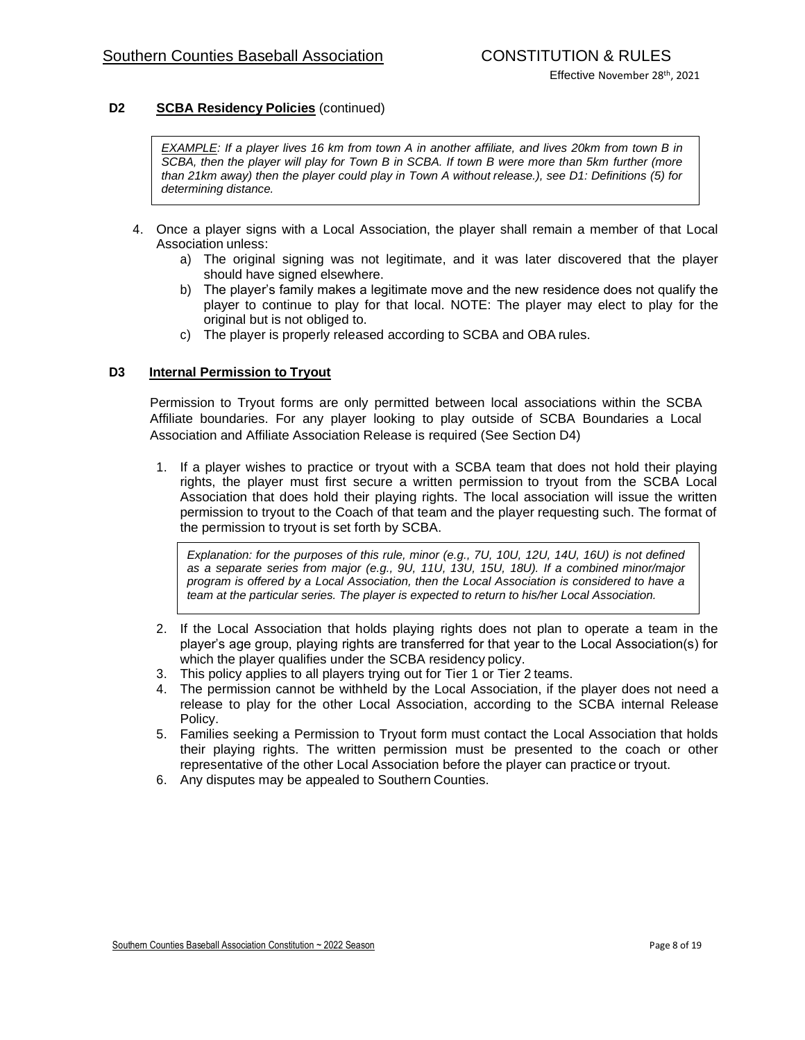### D2 **SCBA Residency Policies** (continued)

> *EXAMPLE: If a player lives 16 km from town A in another affiliate, and lives 20km from town B in SCBA, then the player will play for Town B in SCBA. If town B were more than 5km further (more than 21km away) then the player could play in Town A without release.), see D1: Definitions (5) for determining distance.*

4. Once a player signs with a Local Association, the player shall remain a member of that Local Association unless:
   a) The original signing was not legitimate, and it was later discovered that the player should have signed elsewhere.
   b) The player's family makes a legitimate move and the new residence does not qualify the player to continue to play for that local. NOTE: The player may elect to play for the original but is not obliged to.
   c) The player is properly released according to SCBA and OBA rules.

### D3 **Internal Permission to Tryout**

Permission to Tryout forms are only permitted between local associations within the SCBA Affiliate boundaries. For any player looking to play outside of SCBA Boundaries a Local Association and Affiliate Association Release is required (See Section D4)

1. If a player wishes to practice or tryout with a SCBA team that does not hold their playing rights, the player must first secure a written permission to tryout from the SCBA Local Association that does hold their playing rights. The local association will issue the written permission to tryout to the Coach of that team and the player requesting such. The format of the permission to tryout is set forth by SCBA.

> *Explanation: for the purposes of this rule, minor (e.g., 7U, 10U, 12U, 14U, 16U) is not defined as a separate series from major (e.g., 9U, 11U, 13U, 15U, 18U). If a combined minor/major program is offered by a Local Association, then the Local Association is considered to have a team at the particular series. The player is expected to return to his/her Local Association.*

2. If the Local Association that holds playing rights does not plan to operate a team in the player's age group, playing rights are transferred for that year to the Local Association(s) for which the player qualifies under the SCBA residency policy.
3. This policy applies to all players trying out for Tier 1 or Tier 2 teams.
4. The permission cannot be withheld by the Local Association, if the player does not need a release to play for the other Local Association, according to the SCBA internal Release Policy.
5. Families seeking a Permission to Tryout form must contact the Local Association that holds their playing rights. The written permission must be presented to the coach or other representative of the other Local Association before the player can practice or tryout.
6. Any disputes may be appealed to Southern Counties.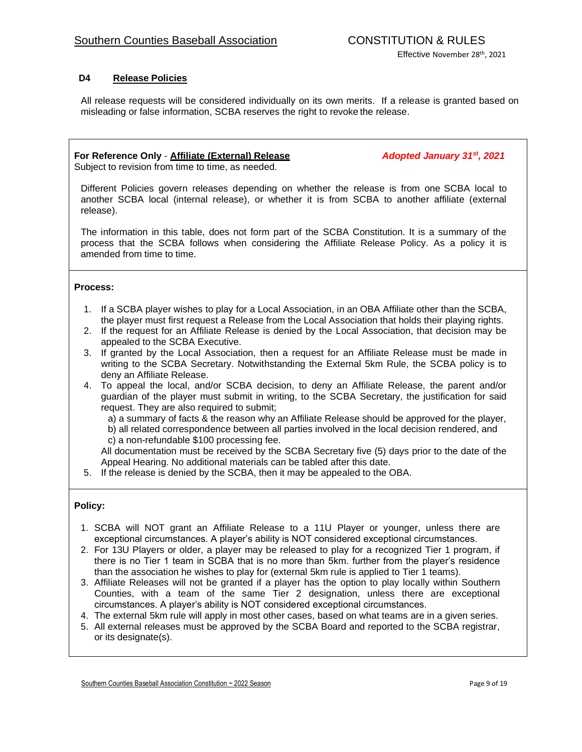## D4 Release Policies

All release requests will be considered individually on its own merits. If a release is granted based on misleading or false information, SCBA reserves the right to revoke the release.

**For Reference Only** - **Affiliate (External) Release** ***Adopted January 31st, 2021***

Subject to revision from time to time, as needed.

Different Policies govern releases depending on whether the release is from one SCBA local to another SCBA local (internal release), or whether it is from SCBA to another affiliate (external release).

The information in this table, does not form part of the SCBA Constitution. It is a summary of the process that the SCBA follows when considering the Affiliate Release Policy. As a policy it is amended from time to time.

**Process:**

1. If a SCBA player wishes to play for a Local Association, in an OBA Affiliate other than the SCBA, the player must first request a Release from the Local Association that holds their playing rights.
2. If the request for an Affiliate Release is denied by the Local Association, that decision may be appealed to the SCBA Executive.
3. If granted by the Local Association, then a request for an Affiliate Release must be made in writing to the SCBA Secretary. Notwithstanding the External 5km Rule, the SCBA policy is to deny an Affiliate Release.
4. To appeal the local, and/or SCBA decision, to deny an Affiliate Release, the parent and/or guardian of the player must submit in writing, to the SCBA Secretary, the justification for said request. They are also required to submit;
   a) a summary of facts & the reason why an Affiliate Release should be approved for the player,
   b) all related correspondence between all parties involved in the local decision rendered, and
   c) a non-refundable $100 processing fee.

   All documentation must be received by the SCBA Secretary five (5) days prior to the date of the Appeal Hearing. No additional materials can be tabled after this date.
5. If the release is denied by the SCBA, then it may be appealed to the OBA.

**Policy:**

1. SCBA will NOT grant an Affiliate Release to a 11U Player or younger, unless there are exceptional circumstances. A player's ability is NOT considered exceptional circumstances.
2. For 13U Players or older, a player may be released to play for a recognized Tier 1 program, if there is no Tier 1 team in SCBA that is no more than 5km. further from the player's residence than the association he wishes to play for (external 5km rule is applied to Tier 1 teams).
3. Affiliate Releases will not be granted if a player has the option to play locally within Southern Counties, with a team of the same Tier 2 designation, unless there are exceptional circumstances. A player's ability is NOT considered exceptional circumstances.
4. The external 5km rule will apply in most other cases, based on what teams are in a given series.
5. All external releases must be approved by the SCBA Board and reported to the SCBA registrar, or its designate(s).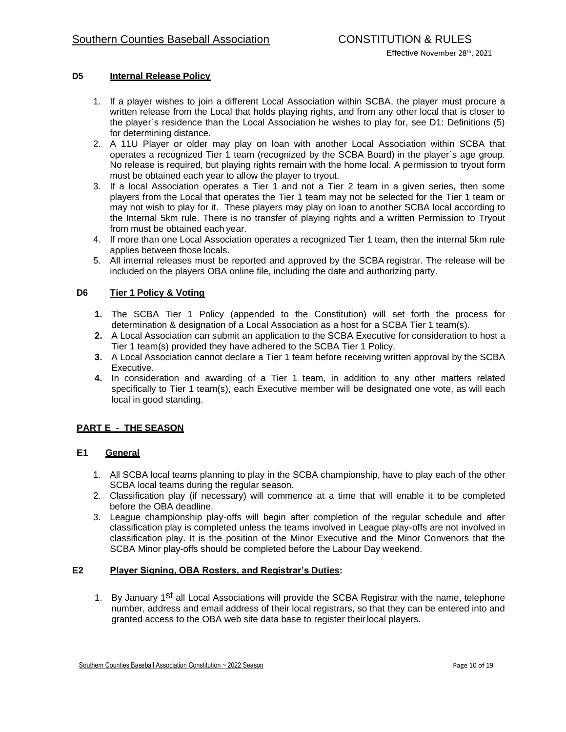### D5 Internal Release Policy

1. If a player wishes to join a different Local Association within SCBA, the player must procure a written release from the Local that holds playing rights, and from any other local that is closer to the player`s residence than the Local Association he wishes to play for, see D1: Definitions (5) for determining distance.
2. A 11U Player or older may play on loan with another Local Association within SCBA that operates a recognized Tier 1 team (recognized by the SCBA Board) in the player`s age group. No release is required, but playing rights remain with the home local. A permission to tryout form must be obtained each year to allow the player to tryout.
3. If a local Association operates a Tier 1 and not a Tier 2 team in a given series, then some players from the Local that operates the Tier 1 team may not be selected for the Tier 1 team or may not wish to play for it. These players may play on loan to another SCBA local according to the Internal 5km rule. There is no transfer of playing rights and a written Permission to Tryout from must be obtained each year.
4. If more than one Local Association operates a recognized Tier 1 team, then the internal 5km rule applies between those locals.
5. All internal releases must be reported and approved by the SCBA registrar. The release will be included on the players OBA online file, including the date and authorizing party.

### D6 Tier 1 Policy & Voting

1. The SCBA Tier 1 Policy (appended to the Constitution) will set forth the process for determination & designation of a Local Association as a host for a SCBA Tier 1 team(s).
2. A Local Association can submit an application to the SCBA Executive for consideration to host a Tier 1 team(s) provided they have adhered to the SCBA Tier 1 Policy.
3. A Local Association cannot declare a Tier 1 team before receiving written approval by the SCBA Executive.
4. In consideration and awarding of a Tier 1 team, in addition to any other matters related specifically to Tier 1 team(s), each Executive member will be designated one vote, as will each local in good standing.

## PART E - THE SEASON

### E1 General

1. All SCBA local teams planning to play in the SCBA championship, have to play each of the other SCBA local teams during the regular season.
2. Classification play (if necessary) will commence at a time that will enable it to be completed before the OBA deadline.
3. League championship play-offs will begin after completion of the regular schedule and after classification play is completed unless the teams involved in League play-offs are not involved in classification play. It is the position of the Minor Executive and the Minor Convenors that the SCBA Minor play-offs should be completed before the Labour Day weekend.

### E2 Player Signing, OBA Rosters, and Registrar's Duties:

1. By January 1st all Local Associations will provide the SCBA Registrar with the name, telephone number, address and email address of their local registrars, so that they can be entered into and granted access to the OBA web site data base to register their local players.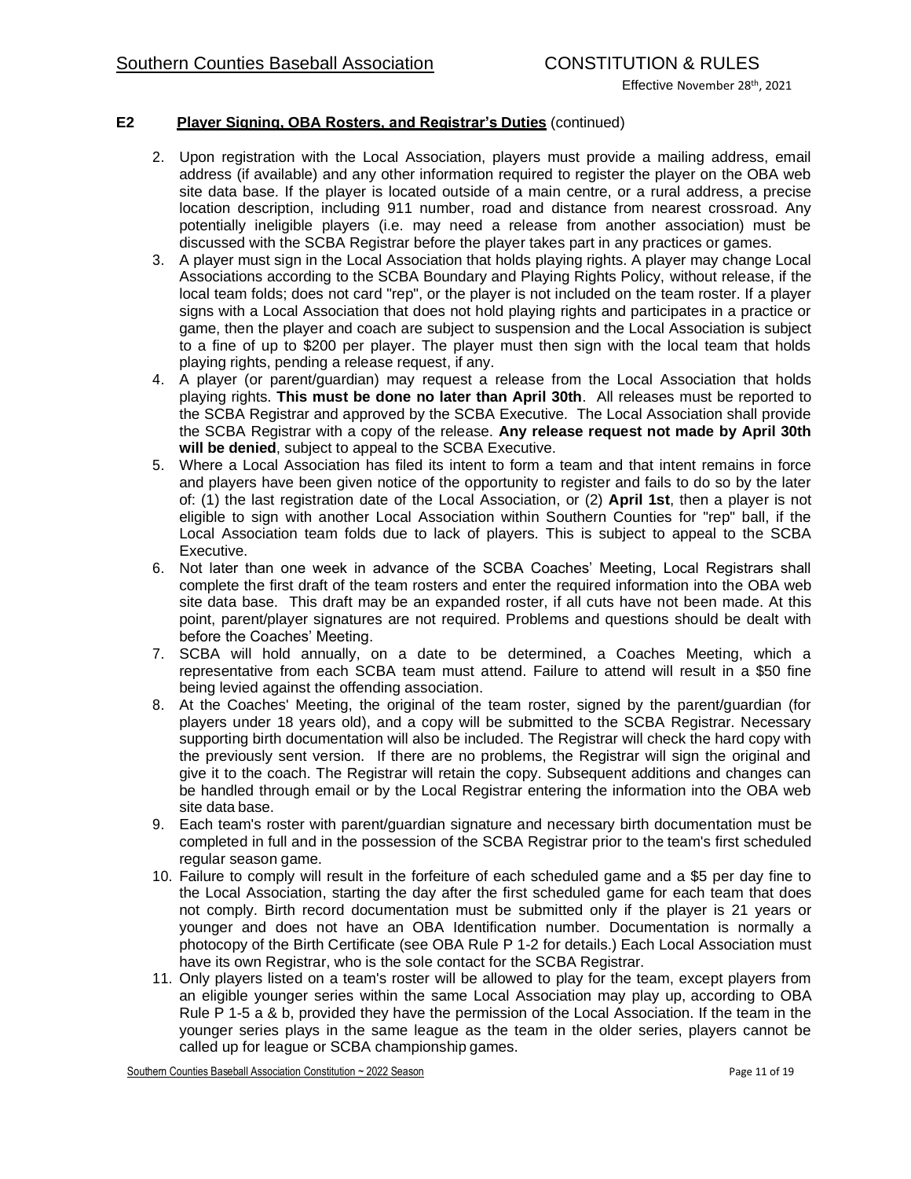## E2 Player Signing, OBA Rosters, and Registrar's Duties (continued)

2. Upon registration with the Local Association, players must provide a mailing address, email address (if available) and any other information required to register the player on the OBA web site data base. If the player is located outside of a main centre, or a rural address, a precise location description, including 911 number, road and distance from nearest crossroad. Any potentially ineligible players (i.e. may need a release from another association) must be discussed with the SCBA Registrar before the player takes part in any practices or games.
3. A player must sign in the Local Association that holds playing rights. A player may change Local Associations according to the SCBA Boundary and Playing Rights Policy, without release, if the local team folds; does not card "rep", or the player is not included on the team roster. If a player signs with a Local Association that does not hold playing rights and participates in a practice or game, then the player and coach are subject to suspension and the Local Association is subject to a fine of up to $200 per player. The player must then sign with the local team that holds playing rights, pending a release request, if any.
4. A player (or parent/guardian) may request a release from the Local Association that holds playing rights. **This must be done no later than April 30th**. All releases must be reported to the SCBA Registrar and approved by the SCBA Executive. The Local Association shall provide the SCBA Registrar with a copy of the release. **Any release request not made by April 30th will be denied**, subject to appeal to the SCBA Executive.
5. Where a Local Association has filed its intent to form a team and that intent remains in force and players have been given notice of the opportunity to register and fails to do so by the later of: (1) the last registration date of the Local Association, or (2) **April 1st**, then a player is not eligible to sign with another Local Association within Southern Counties for "rep" ball, if the Local Association team folds due to lack of players. This is subject to appeal to the SCBA Executive.
6. Not later than one week in advance of the SCBA Coaches' Meeting, Local Registrars shall complete the first draft of the team rosters and enter the required information into the OBA web site data base. This draft may be an expanded roster, if all cuts have not been made. At this point, parent/player signatures are not required. Problems and questions should be dealt with before the Coaches' Meeting.
7. SCBA will hold annually, on a date to be determined, a Coaches Meeting, which a representative from each SCBA team must attend. Failure to attend will result in a $50 fine being levied against the offending association.
8. At the Coaches' Meeting, the original of the team roster, signed by the parent/guardian (for players under 18 years old), and a copy will be submitted to the SCBA Registrar. Necessary supporting birth documentation will also be included. The Registrar will check the hard copy with the previously sent version. If there are no problems, the Registrar will sign the original and give it to the coach. The Registrar will retain the copy. Subsequent additions and changes can be handled through email or by the Local Registrar entering the information into the OBA web site data base.
9. Each team's roster with parent/guardian signature and necessary birth documentation must be completed in full and in the possession of the SCBA Registrar prior to the team's first scheduled regular season game.
10. Failure to comply will result in the forfeiture of each scheduled game and a $5 per day fine to the Local Association, starting the day after the first scheduled game for each team that does not comply. Birth record documentation must be submitted only if the player is 21 years or younger and does not have an OBA Identification number. Documentation is normally a photocopy of the Birth Certificate (see OBA Rule P 1-2 for details.) Each Local Association must have its own Registrar, who is the sole contact for the SCBA Registrar.
11. Only players listed on a team's roster will be allowed to play for the team, except players from an eligible younger series within the same Local Association may play up, according to OBA Rule P 1-5 a & b, provided they have the permission of the Local Association. If the team in the younger series plays in the same league as the team in the older series, players cannot be called up for league or SCBA championship games.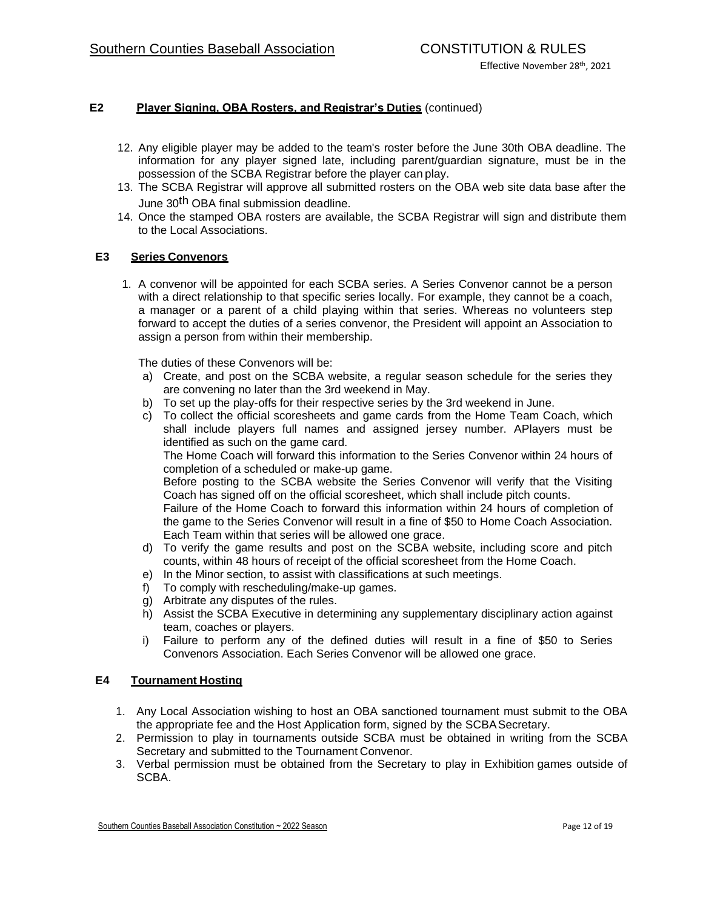## E2 Player Signing, OBA Rosters, and Registrar's Duties (continued)

12. Any eligible player may be added to the team's roster before the June 30th OBA deadline. The information for any player signed late, including parent/guardian signature, must be in the possession of the SCBA Registrar before the player can play.
13. The SCBA Registrar will approve all submitted rosters on the OBA web site data base after the June 30th OBA final submission deadline.
14. Once the stamped OBA rosters are available, the SCBA Registrar will sign and distribute them to the Local Associations.

## E3 Series Convenors

1. A convenor will be appointed for each SCBA series. A Series Convenor cannot be a person with a direct relationship to that specific series locally. For example, they cannot be a coach, a manager or a parent of a child playing within that series. Whereas no volunteers step forward to accept the duties of a series convenor, the President will appoint an Association to assign a person from within their membership.

   The duties of these Convenors will be:

   a) Create, and post on the SCBA website, a regular season schedule for the series they are convening no later than the 3rd weekend in May.
   b) To set up the play-offs for their respective series by the 3rd weekend in June.
   c) To collect the official scoresheets and game cards from the Home Team Coach, which shall include players full names and assigned jersey number. APlayers must be identified as such on the game card.
      The Home Coach will forward this information to the Series Convenor within 24 hours of completion of a scheduled or make-up game.
      Before posting to the SCBA website the Series Convenor will verify that the Visiting Coach has signed off on the official scoresheet, which shall include pitch counts.
      Failure of the Home Coach to forward this information within 24 hours of completion of the game to the Series Convenor will result in a fine of $50 to Home Coach Association. Each Team within that series will be allowed one grace.
   d) To verify the game results and post on the SCBA website, including score and pitch counts, within 48 hours of receipt of the official scoresheet from the Home Coach.
   e) In the Minor section, to assist with classifications at such meetings.
   f) To comply with rescheduling/make-up games.
   g) Arbitrate any disputes of the rules.
   h) Assist the SCBA Executive in determining any supplementary disciplinary action against team, coaches or players.
   i) Failure to perform any of the defined duties will result in a fine of $50 to Series Convenors Association. Each Series Convenor will be allowed one grace.

## E4 Tournament Hosting

1. Any Local Association wishing to host an OBA sanctioned tournament must submit to the OBA the appropriate fee and the Host Application form, signed by the SCBA Secretary.
2. Permission to play in tournaments outside SCBA must be obtained in writing from the SCBA Secretary and submitted to the Tournament Convenor.
3. Verbal permission must be obtained from the Secretary to play in Exhibition games outside of SCBA.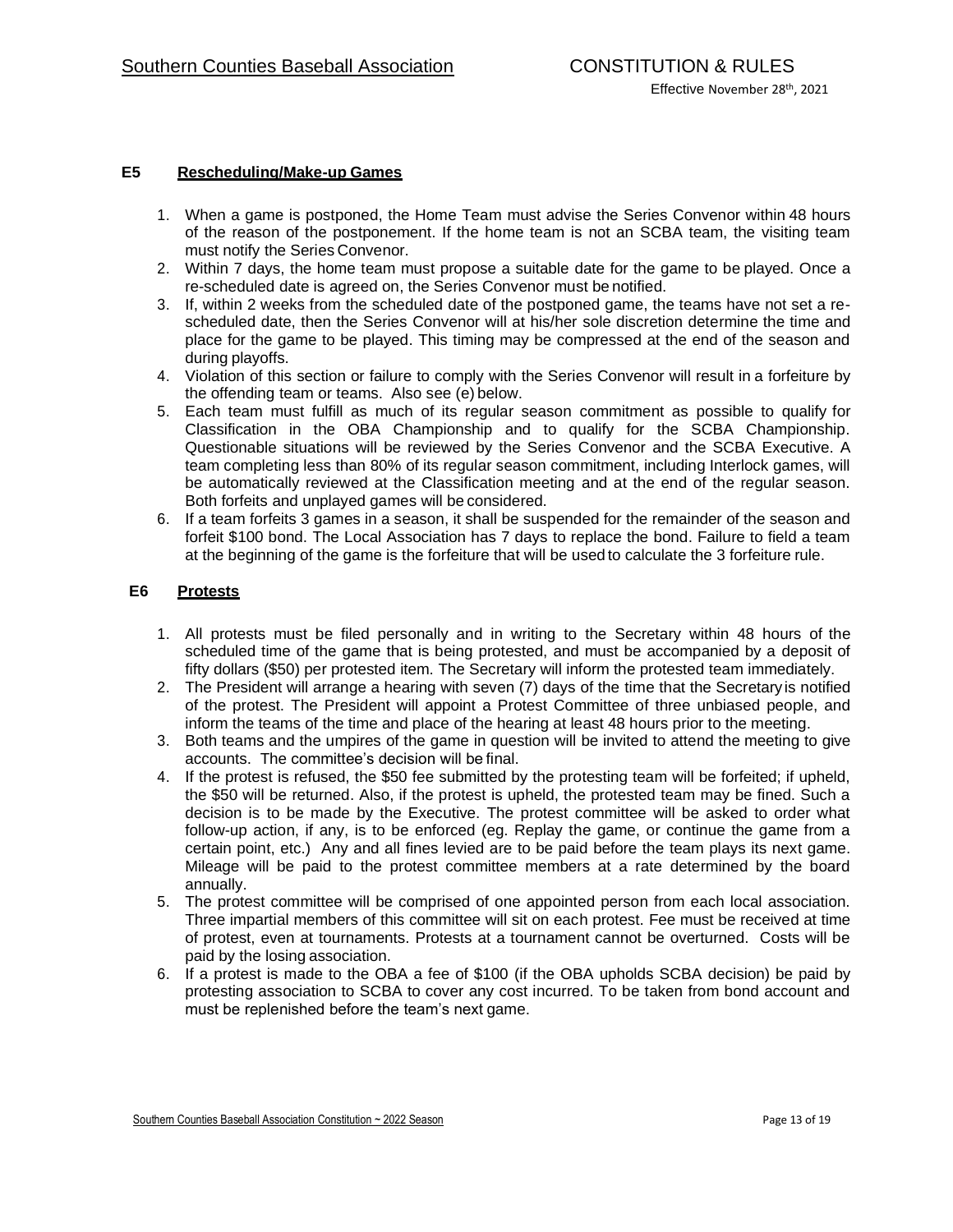## E5 Rescheduling/Make-up Games

1. When a game is postponed, the Home Team must advise the Series Convenor within 48 hours of the reason of the postponement. If the home team is not an SCBA team, the visiting team must notify the Series Convenor.
2. Within 7 days, the home team must propose a suitable date for the game to be played. Once a re-scheduled date is agreed on, the Series Convenor must be notified.
3. If, within 2 weeks from the scheduled date of the postponed game, the teams have not set a re-scheduled date, then the Series Convenor will at his/her sole discretion determine the time and place for the game to be played. This timing may be compressed at the end of the season and during playoffs.
4. Violation of this section or failure to comply with the Series Convenor will result in a forfeiture by the offending team or teams. Also see (e) below.
5. Each team must fulfill as much of its regular season commitment as possible to qualify for Classification in the OBA Championship and to qualify for the SCBA Championship. Questionable situations will be reviewed by the Series Convenor and the SCBA Executive. A team completing less than 80% of its regular season commitment, including Interlock games, will be automatically reviewed at the Classification meeting and at the end of the regular season. Both forfeits and unplayed games will be considered.
6. If a team forfeits 3 games in a season, it shall be suspended for the remainder of the season and forfeit $100 bond. The Local Association has 7 days to replace the bond. Failure to field a team at the beginning of the game is the forfeiture that will be used to calculate the 3 forfeiture rule.

## E6 Protests

1. All protests must be filed personally and in writing to the Secretary within 48 hours of the scheduled time of the game that is being protested, and must be accompanied by a deposit of fifty dollars ($50) per protested item. The Secretary will inform the protested team immediately.
2. The President will arrange a hearing with seven (7) days of the time that the Secretary is notified of the protest. The President will appoint a Protest Committee of three unbiased people, and inform the teams of the time and place of the hearing at least 48 hours prior to the meeting.
3. Both teams and the umpires of the game in question will be invited to attend the meeting to give accounts. The committee's decision will be final.
4. If the protest is refused, the $50 fee submitted by the protesting team will be forfeited; if upheld, the $50 will be returned. Also, if the protest is upheld, the protested team may be fined. Such a decision is to be made by the Executive. The protest committee will be asked to order what follow-up action, if any, is to be enforced (eg. Replay the game, or continue the game from a certain point, etc.) Any and all fines levied are to be paid before the team plays its next game. Mileage will be paid to the protest committee members at a rate determined by the board annually.
5. The protest committee will be comprised of one appointed person from each local association. Three impartial members of this committee will sit on each protest. Fee must be received at time of protest, even at tournaments. Protests at a tournament cannot be overturned. Costs will be paid by the losing association.
6. If a protest is made to the OBA a fee of $100 (if the OBA upholds SCBA decision) be paid by protesting association to SCBA to cover any cost incurred. To be taken from bond account and must be replenished before the team's next game.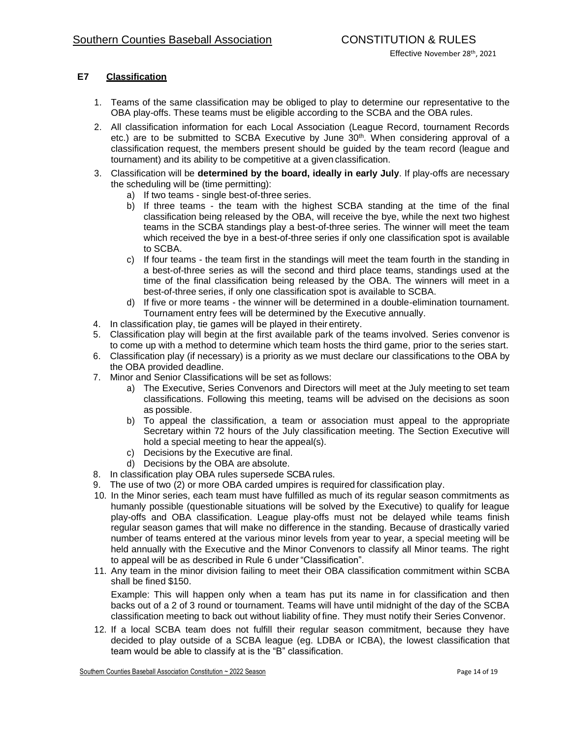## E7 Classification

1. Teams of the same classification may be obliged to play to determine our representative to the OBA play-offs. These teams must be eligible according to the SCBA and the OBA rules.
2. All classification information for each Local Association (League Record, tournament Records etc.) are to be submitted to SCBA Executive by June 30th. When considering approval of a classification request, the members present should be guided by the team record (league and tournament) and its ability to be competitive at a given classification.
3. Classification will be **determined by the board, ideally in early July**. If play-offs are necessary the scheduling will be (time permitting):
   a) If two teams - single best-of-three series.
   b) If three teams - the team with the highest SCBA standing at the time of the final classification being released by the OBA, will receive the bye, while the next two highest teams in the SCBA standings play a best-of-three series. The winner will meet the team which received the bye in a best-of-three series if only one classification spot is available to SCBA.
   c) If four teams - the team first in the standings will meet the team fourth in the standing in a best-of-three series as will the second and third place teams, standings used at the time of the final classification being released by the OBA. The winners will meet in a best-of-three series, if only one classification spot is available to SCBA.
   d) If five or more teams - the winner will be determined in a double-elimination tournament. Tournament entry fees will be determined by the Executive annually.
4. In classification play, tie games will be played in their entirety.
5. Classification play will begin at the first available park of the teams involved. Series convenor is to come up with a method to determine which team hosts the third game, prior to the series start.
6. Classification play (if necessary) is a priority as we must declare our classifications to the OBA by the OBA provided deadline.
7. Minor and Senior Classifications will be set as follows:
   a) The Executive, Series Convenors and Directors will meet at the July meeting to set team classifications. Following this meeting, teams will be advised on the decisions as soon as possible.
   b) To appeal the classification, a team or association must appeal to the appropriate Secretary within 72 hours of the July classification meeting. The Section Executive will hold a special meeting to hear the appeal(s).
   c) Decisions by the Executive are final.
   d) Decisions by the OBA are absolute.
8. In classification play OBA rules supersede SCBA rules.
9. The use of two (2) or more OBA carded umpires is required for classification play.
10. In the Minor series, each team must have fulfilled as much of its regular season commitments as humanly possible (questionable situations will be solved by the Executive) to qualify for league play-offs and OBA classification. League play-offs must not be delayed while teams finish regular season games that will make no difference in the standing. Because of drastically varied number of teams entered at the various minor levels from year to year, a special meeting will be held annually with the Executive and the Minor Convenors to classify all Minor teams. The right to appeal will be as described in Rule 6 under "Classification".
11. Any team in the minor division failing to meet their OBA classification commitment within SCBA shall be fined $150.

    Example: This will happen only when a team has put its name in for classification and then backs out of a 2 of 3 round or tournament. Teams will have until midnight of the day of the SCBA classification meeting to back out without liability of fine. They must notify their Series Convenor.
12. If a local SCBA team does not fulfill their regular season commitment, because they have decided to play outside of a SCBA league (eg. LDBA or ICBA), the lowest classification that team would be able to classify at is the "B" classification.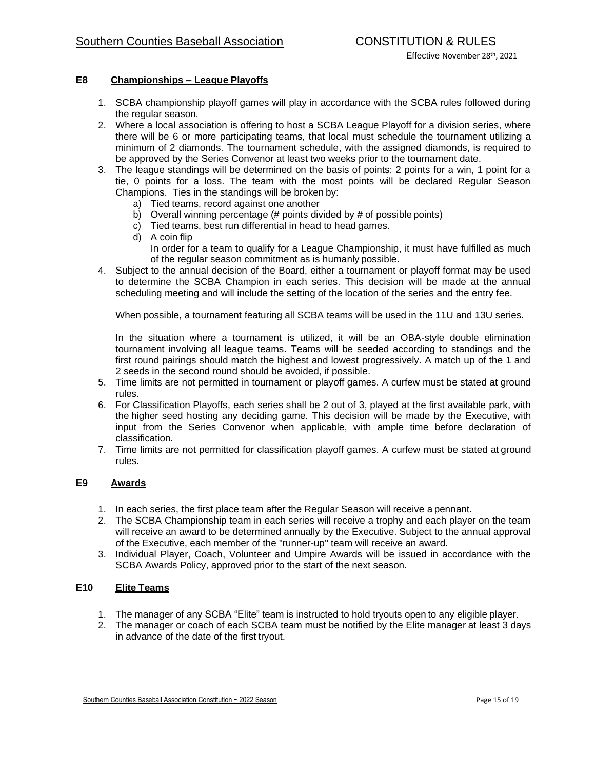## E8 Championships – League Playoffs

1. SCBA championship playoff games will play in accordance with the SCBA rules followed during the regular season.
2. Where a local association is offering to host a SCBA League Playoff for a division series, where there will be 6 or more participating teams, that local must schedule the tournament utilizing a minimum of 2 diamonds. The tournament schedule, with the assigned diamonds, is required to be approved by the Series Convenor at least two weeks prior to the tournament date.
3. The league standings will be determined on the basis of points: 2 points for a win, 1 point for a tie, 0 points for a loss. The team with the most points will be declared Regular Season Champions. Ties in the standings will be broken by:
   a) Tied teams, record against one another
   b) Overall winning percentage (# points divided by # of possible points)
   c) Tied teams, best run differential in head to head games.
   d) A coin flip

   In order for a team to qualify for a League Championship, it must have fulfilled as much of the regular season commitment as is humanly possible.
4. Subject to the annual decision of the Board, either a tournament or playoff format may be used to determine the SCBA Champion in each series. This decision will be made at the annual scheduling meeting and will include the setting of the location of the series and the entry fee.

   When possible, a tournament featuring all SCBA teams will be used in the 11U and 13U series.

   In the situation where a tournament is utilized, it will be an OBA-style double elimination tournament involving all league teams. Teams will be seeded according to standings and the first round pairings should match the highest and lowest progressively. A match up of the 1 and 2 seeds in the second round should be avoided, if possible.
5. Time limits are not permitted in tournament or playoff games. A curfew must be stated at ground rules.
6. For Classification Playoffs, each series shall be 2 out of 3, played at the first available park, with the higher seed hosting any deciding game. This decision will be made by the Executive, with input from the Series Convenor when applicable, with ample time before declaration of classification.
7. Time limits are not permitted for classification playoff games. A curfew must be stated at ground rules.

## E9 Awards

1. In each series, the first place team after the Regular Season will receive a pennant.
2. The SCBA Championship team in each series will receive a trophy and each player on the team will receive an award to be determined annually by the Executive. Subject to the annual approval of the Executive, each member of the "runner-up" team will receive an award.
3. Individual Player, Coach, Volunteer and Umpire Awards will be issued in accordance with the SCBA Awards Policy, approved prior to the start of the next season.

## E10 Elite Teams

1. The manager of any SCBA "Elite" team is instructed to hold tryouts open to any eligible player.
2. The manager or coach of each SCBA team must be notified by the Elite manager at least 3 days in advance of the date of the first tryout.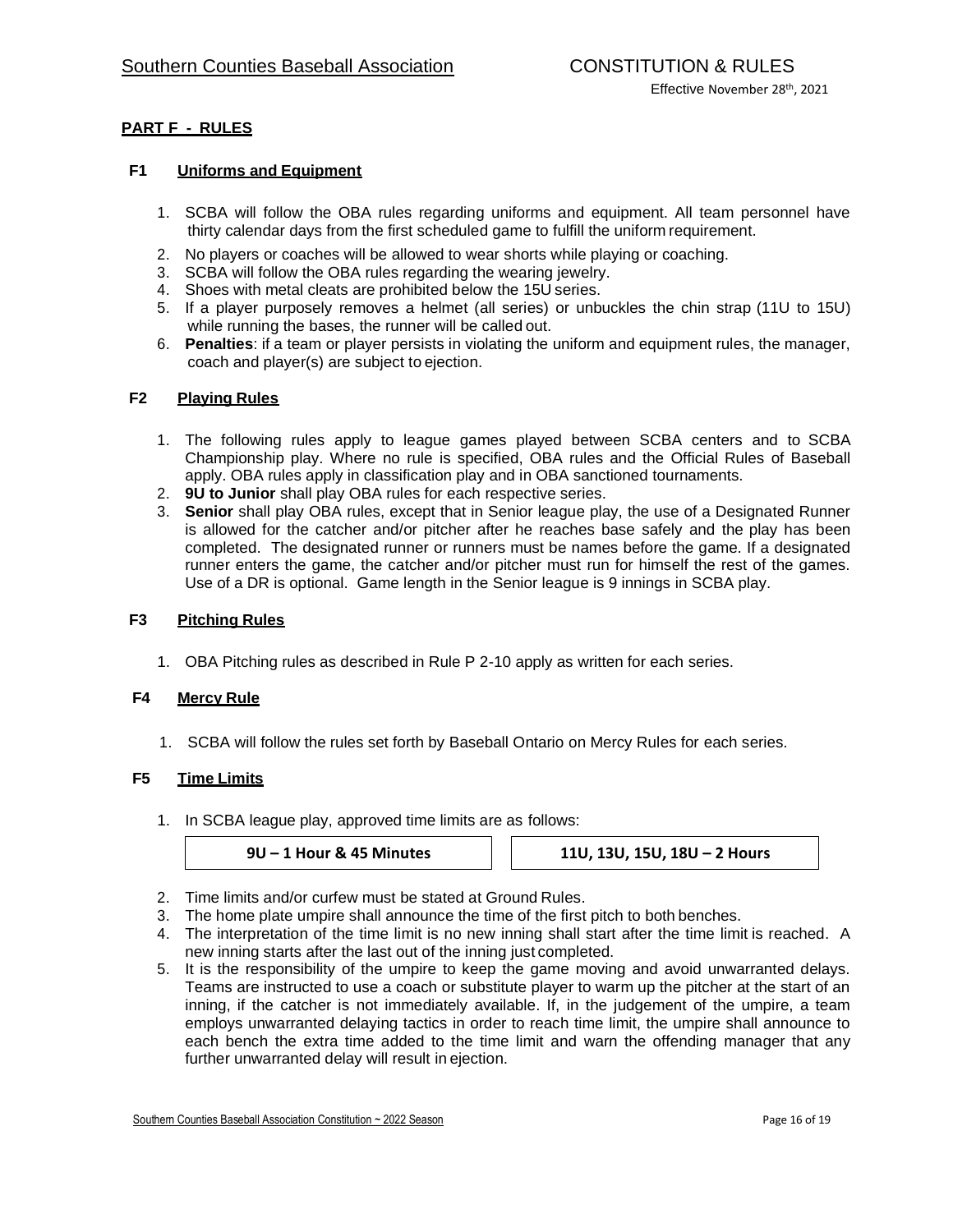## PART F - RULES

### F1 Uniforms and Equipment

1. SCBA will follow the OBA rules regarding uniforms and equipment. All team personnel have thirty calendar days from the first scheduled game to fulfill the uniform requirement.
2. No players or coaches will be allowed to wear shorts while playing or coaching.
3. SCBA will follow the OBA rules regarding the wearing jewelry.
4. Shoes with metal cleats are prohibited below the 15U series.
5. If a player purposely removes a helmet (all series) or unbuckles the chin strap (11U to 15U) while running the bases, the runner will be called out.
6. **Penalties**: if a team or player persists in violating the uniform and equipment rules, the manager, coach and player(s) are subject to ejection.

### F2 Playing Rules

1. The following rules apply to league games played between SCBA centers and to SCBA Championship play. Where no rule is specified, OBA rules and the Official Rules of Baseball apply. OBA rules apply in classification play and in OBA sanctioned tournaments.
2. **9U to Junior** shall play OBA rules for each respective series.
3. **Senior** shall play OBA rules, except that in Senior league play, the use of a Designated Runner is allowed for the catcher and/or pitcher after he reaches base safely and the play has been completed. The designated runner or runners must be names before the game. If a designated runner enters the game, the catcher and/or pitcher must run for himself the rest of the games. Use of a DR is optional. Game length in the Senior league is 9 innings in SCBA play.

### F3 Pitching Rules

1. OBA Pitching rules as described in Rule P 2-10 apply as written for each series.

### F4 Mercy Rule

1. SCBA will follow the rules set forth by Baseball Ontario on Mercy Rules for each series.

### F5 Time Limits

1. In SCBA league play, approved time limits are as follows:

| 9U – 1 Hour & 45 Minutes | 11U, 13U, 15U, 18U – 2 Hours |
|---|---|

2. Time limits and/or curfew must be stated at Ground Rules.
3. The home plate umpire shall announce the time of the first pitch to both benches.
4. The interpretation of the time limit is no new inning shall start after the time limit is reached. A new inning starts after the last out of the inning just completed.
5. It is the responsibility of the umpire to keep the game moving and avoid unwarranted delays. Teams are instructed to use a coach or substitute player to warm up the pitcher at the start of an inning, if the catcher is not immediately available. If, in the judgement of the umpire, a team employs unwarranted delaying tactics in order to reach time limit, the umpire shall announce to each bench the extra time added to the time limit and warn the offending manager that any further unwarranted delay will result in ejection.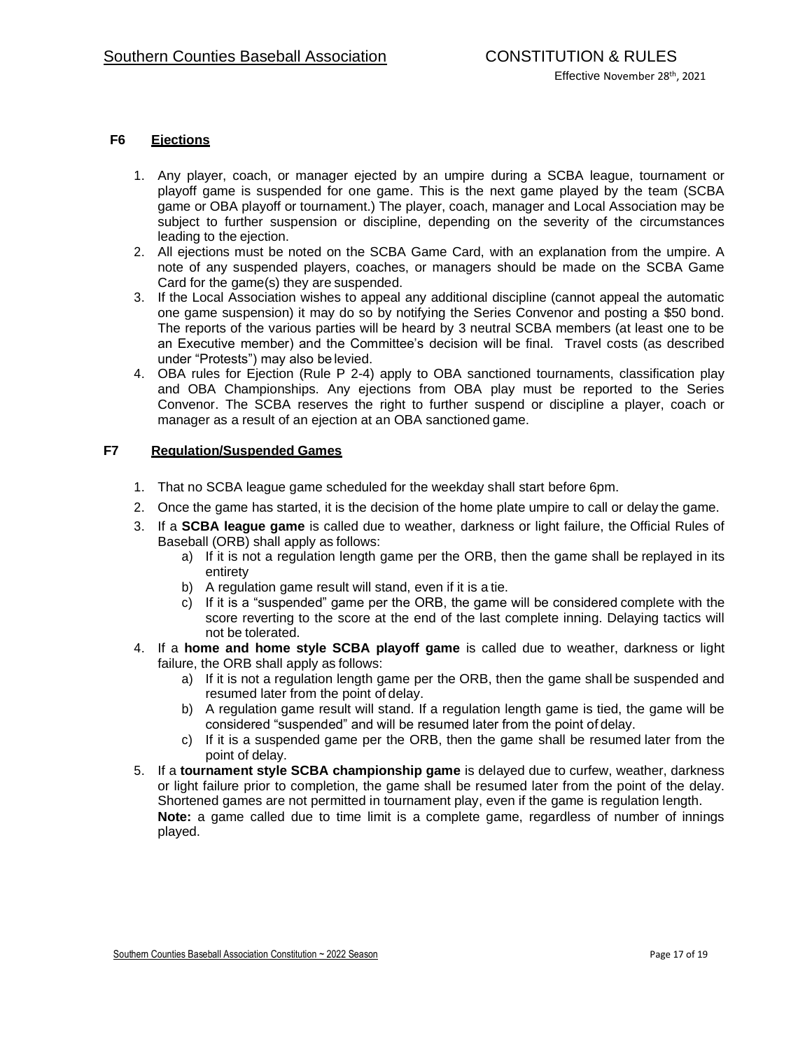## F6 Ejections

1. Any player, coach, or manager ejected by an umpire during a SCBA league, tournament or playoff game is suspended for one game. This is the next game played by the team (SCBA game or OBA playoff or tournament.) The player, coach, manager and Local Association may be subject to further suspension or discipline, depending on the severity of the circumstances leading to the ejection.
2. All ejections must be noted on the SCBA Game Card, with an explanation from the umpire. A note of any suspended players, coaches, or managers should be made on the SCBA Game Card for the game(s) they are suspended.
3. If the Local Association wishes to appeal any additional discipline (cannot appeal the automatic one game suspension) it may do so by notifying the Series Convenor and posting a $50 bond. The reports of the various parties will be heard by 3 neutral SCBA members (at least one to be an Executive member) and the Committee's decision will be final. Travel costs (as described under "Protests") may also be levied.
4. OBA rules for Ejection (Rule P 2-4) apply to OBA sanctioned tournaments, classification play and OBA Championships. Any ejections from OBA play must be reported to the Series Convenor. The SCBA reserves the right to further suspend or discipline a player, coach or manager as a result of an ejection at an OBA sanctioned game.

## F7 Regulation/Suspended Games

1. That no SCBA league game scheduled for the weekday shall start before 6pm.
2. Once the game has started, it is the decision of the home plate umpire to call or delay the game.
3. If a **SCBA league game** is called due to weather, darkness or light failure, the Official Rules of Baseball (ORB) shall apply as follows:
   a) If it is not a regulation length game per the ORB, then the game shall be replayed in its entirety
   b) A regulation game result will stand, even if it is a tie.
   c) If it is a "suspended" game per the ORB, the game will be considered complete with the score reverting to the score at the end of the last complete inning. Delaying tactics will not be tolerated.
4. If a **home and home style SCBA playoff game** is called due to weather, darkness or light failure, the ORB shall apply as follows:
   a) If it is not a regulation length game per the ORB, then the game shall be suspended and resumed later from the point of delay.
   b) A regulation game result will stand. If a regulation length game is tied, the game will be considered "suspended" and will be resumed later from the point of delay.
   c) If it is a suspended game per the ORB, then the game shall be resumed later from the point of delay.
5. If a **tournament style SCBA championship game** is delayed due to curfew, weather, darkness or light failure prior to completion, the game shall be resumed later from the point of the delay. Shortened games are not permitted in tournament play, even if the game is regulation length.
   **Note:** a game called due to time limit is a complete game, regardless of number of innings played.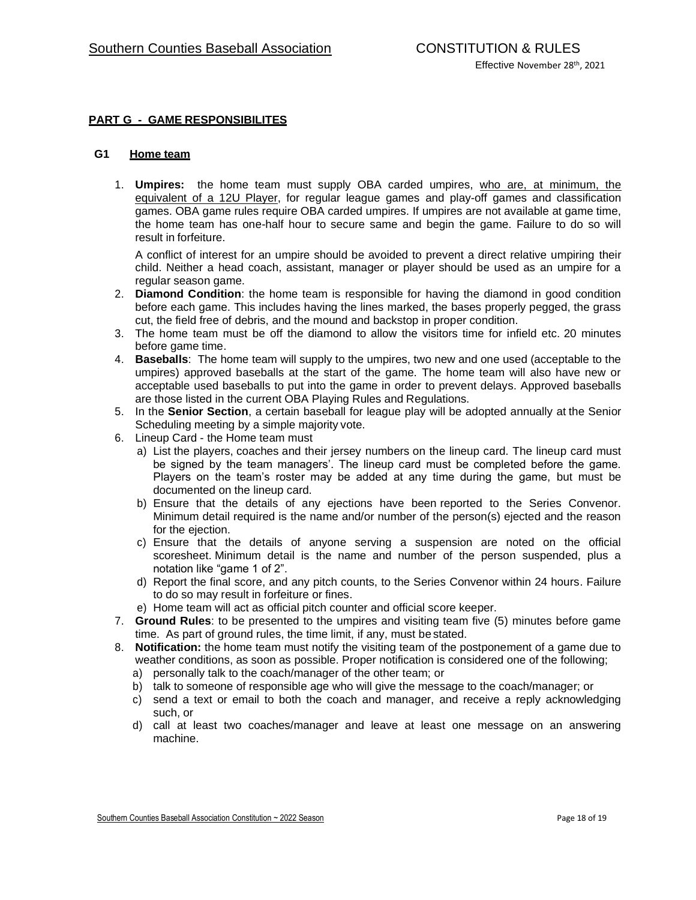## PART G - GAME RESPONSIBILITES

### G1 Home team

1. **Umpires:** the home team must supply OBA carded umpires, who are, at minimum, the equivalent of a 12U Player, for regular league games and play-off games and classification games. OBA game rules require OBA carded umpires. If umpires are not available at game time, the home team has one-half hour to secure same and begin the game. Failure to do so will result in forfeiture.

   A conflict of interest for an umpire should be avoided to prevent a direct relative umpiring their child. Neither a head coach, assistant, manager or player should be used as an umpire for a regular season game.
2. **Diamond Condition**: the home team is responsible for having the diamond in good condition before each game. This includes having the lines marked, the bases properly pegged, the grass cut, the field free of debris, and the mound and backstop in proper condition.
3. The home team must be off the diamond to allow the visitors time for infield etc. 20 minutes before game time.
4. **Baseballs**: The home team will supply to the umpires, two new and one used (acceptable to the umpires) approved baseballs at the start of the game. The home team will also have new or acceptable used baseballs to put into the game in order to prevent delays. Approved baseballs are those listed in the current OBA Playing Rules and Regulations.
5. In the **Senior Section**, a certain baseball for league play will be adopted annually at the Senior Scheduling meeting by a simple majority vote.
6. Lineup Card - the Home team must
   a) List the players, coaches and their jersey numbers on the lineup card. The lineup card must be signed by the team managers'. The lineup card must be completed before the game. Players on the team's roster may be added at any time during the game, but must be documented on the lineup card.
   b) Ensure that the details of any ejections have been reported to the Series Convenor. Minimum detail required is the name and/or number of the person(s) ejected and the reason for the ejection.
   c) Ensure that the details of anyone serving a suspension are noted on the official scoresheet. Minimum detail is the name and number of the person suspended, plus a notation like "game 1 of 2".
   d) Report the final score, and any pitch counts, to the Series Convenor within 24 hours. Failure to do so may result in forfeiture or fines.
   e) Home team will act as official pitch counter and official score keeper.
7. **Ground Rules**: to be presented to the umpires and visiting team five (5) minutes before game time. As part of ground rules, the time limit, if any, must be stated.
8. **Notification:** the home team must notify the visiting team of the postponement of a game due to weather conditions, as soon as possible. Proper notification is considered one of the following;
   a) personally talk to the coach/manager of the other team; or
   b) talk to someone of responsible age who will give the message to the coach/manager; or
   c) send a text or email to both the coach and manager, and receive a reply acknowledging such, or
   d) call at least two coaches/manager and leave at least one message on an answering machine.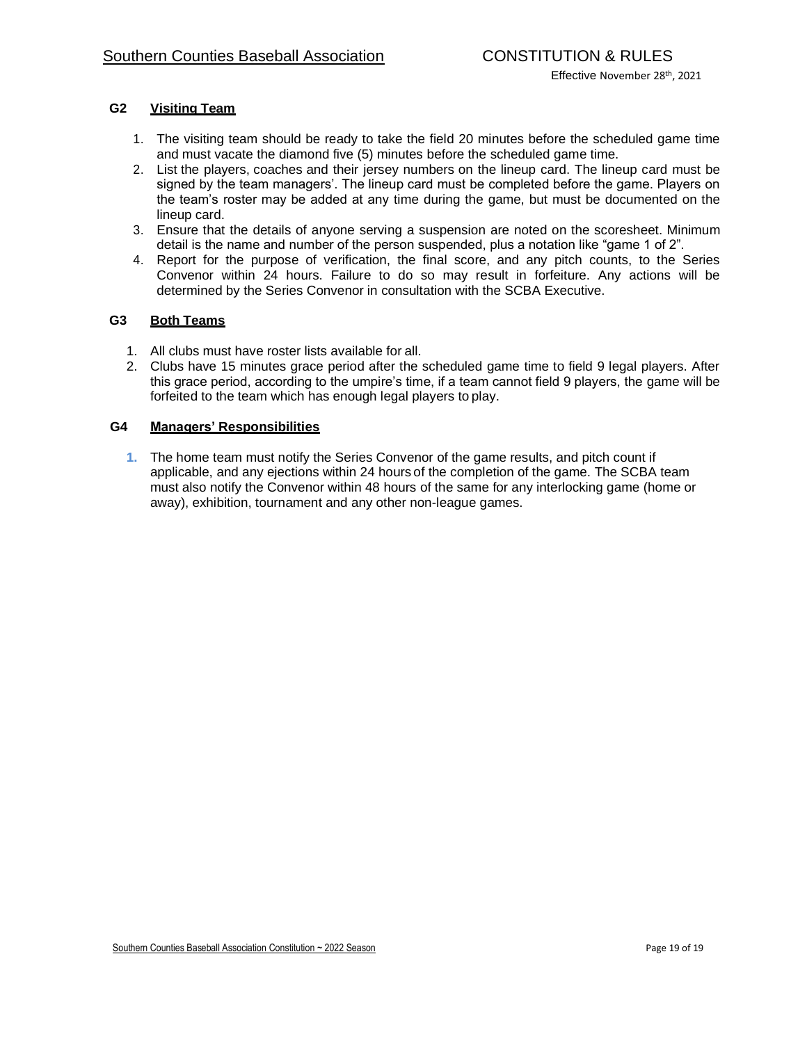### G2 Visiting Team

1. The visiting team should be ready to take the field 20 minutes before the scheduled game time and must vacate the diamond five (5) minutes before the scheduled game time.
2. List the players, coaches and their jersey numbers on the lineup card. The lineup card must be signed by the team managers'. The lineup card must be completed before the game. Players on the team's roster may be added at any time during the game, but must be documented on the lineup card.
3. Ensure that the details of anyone serving a suspension are noted on the scoresheet. Minimum detail is the name and number of the person suspended, plus a notation like "game 1 of 2".
4. Report for the purpose of verification, the final score, and any pitch counts, to the Series Convenor within 24 hours. Failure to do so may result in forfeiture. Any actions will be determined by the Series Convenor in consultation with the SCBA Executive.

### G3 Both Teams

1. All clubs must have roster lists available for all.
2. Clubs have 15 minutes grace period after the scheduled game time to field 9 legal players. After this grace period, according to the umpire's time, if a team cannot field 9 players, the game will be forfeited to the team which has enough legal players to play.

### G4 Managers' Responsibilities

1. The home team must notify the Series Convenor of the game results, and pitch count if applicable, and any ejections within 24 hours of the completion of the game. The SCBA team must also notify the Convenor within 48 hours of the same for any interlocking game (home or away), exhibition, tournament and any other non-league games.